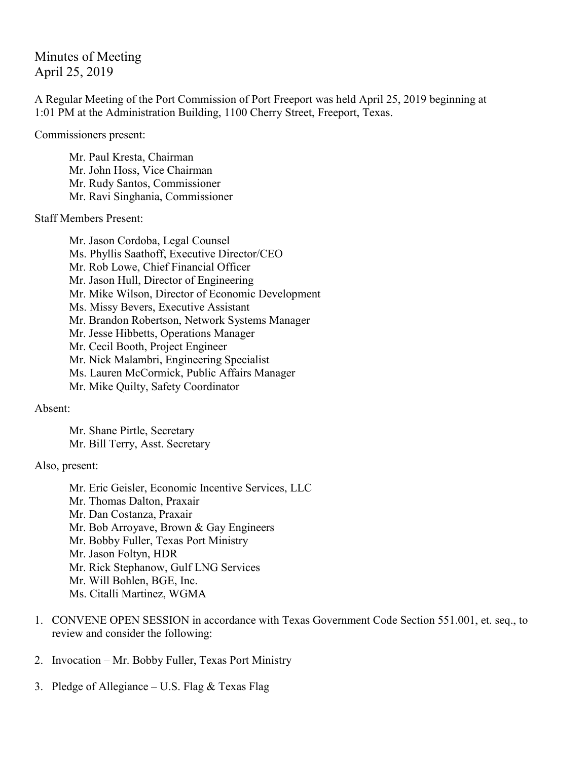# Minutes of Meeting
April 25, 2019

A Regular Meeting of the Port Commission of Port Freeport was held April 25, 2019 beginning at 1:01 PM at the Administration Building, 1100 Cherry Street, Freeport, Texas.

Commissioners present:

- Mr. Paul Kresta, Chairman
- Mr. John Hoss, Vice Chairman
- Mr. Rudy Santos, Commissioner
- Mr. Ravi Singhania, Commissioner

Staff Members Present:

- Mr. Jason Cordoba, Legal Counsel
- Ms. Phyllis Saathoff, Executive Director/CEO
- Mr. Rob Lowe, Chief Financial Officer
- Mr. Jason Hull, Director of Engineering
- Mr. Mike Wilson, Director of Economic Development
- Ms. Missy Bevers, Executive Assistant
- Mr. Brandon Robertson, Network Systems Manager
- Mr. Jesse Hibbetts, Operations Manager
- Mr. Cecil Booth, Project Engineer
- Mr. Nick Malambri, Engineering Specialist
- Ms. Lauren McCormick, Public Affairs Manager
- Mr. Mike Quilty, Safety Coordinator

Absent:

- Mr. Shane Pirtle, Secretary
- Mr. Bill Terry, Asst. Secretary

Also, present:

- Mr. Eric Geisler, Economic Incentive Services, LLC
- Mr. Thomas Dalton, Praxair
- Mr. Dan Costanza, Praxair
- Mr. Bob Arroyave, Brown & Gay Engineers
- Mr. Bobby Fuller, Texas Port Ministry
- Mr. Jason Foltyn, HDR
- Mr. Rick Stephanow, Gulf LNG Services
- Mr. Will Bohlen, BGE, Inc.
- Ms. Citalli Martinez, WGMA

1. CONVENE OPEN SESSION in accordance with Texas Government Code Section 551.001, et. seq., to review and consider the following:

2. Invocation – Mr. Bobby Fuller, Texas Port Ministry

3. Pledge of Allegiance – U.S. Flag & Texas Flag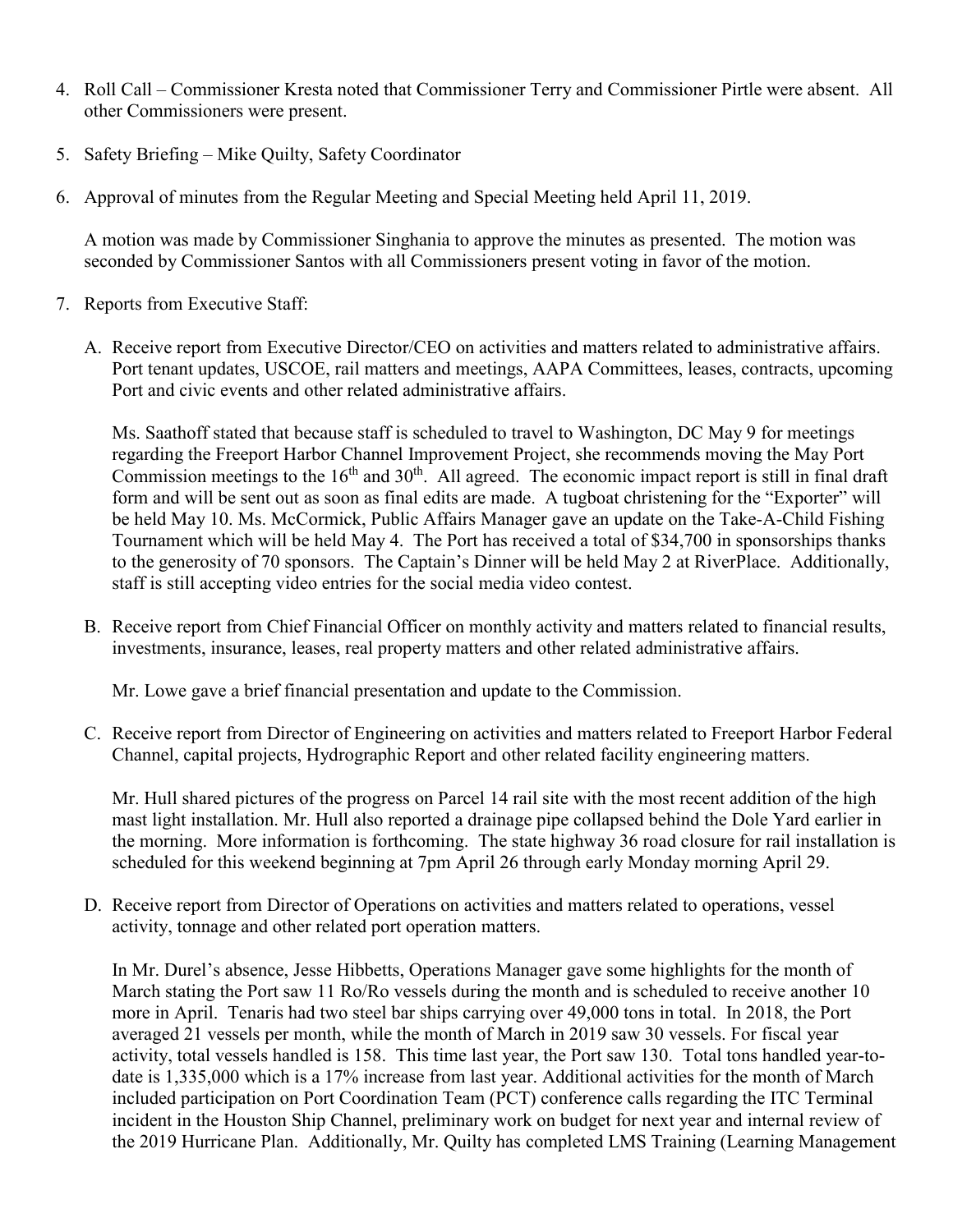4. Roll Call – Commissioner Kresta noted that Commissioner Terry and Commissioner Pirtle were absent. All other Commissioners were present.

5. Safety Briefing – Mike Quilty, Safety Coordinator

6. Approval of minutes from the Regular Meeting and Special Meeting held April 11, 2019.

   A motion was made by Commissioner Singhania to approve the minutes as presented. The motion was seconded by Commissioner Santos with all Commissioners present voting in favor of the motion.

7. Reports from Executive Staff:

   A. Receive report from Executive Director/CEO on activities and matters related to administrative affairs. Port tenant updates, USCOE, rail matters and meetings, AAPA Committees, leases, contracts, upcoming Port and civic events and other related administrative affairs.

      Ms. Saathoff stated that because staff is scheduled to travel to Washington, DC May 9 for meetings regarding the Freeport Harbor Channel Improvement Project, she recommends moving the May Port Commission meetings to the 16th and 30th. All agreed. The economic impact report is still in final draft form and will be sent out as soon as final edits are made. A tugboat christening for the "Exporter" will be held May 10. Ms. McCormick, Public Affairs Manager gave an update on the Take-A-Child Fishing Tournament which will be held May 4. The Port has received a total of $34,700 in sponsorships thanks to the generosity of 70 sponsors. The Captain's Dinner will be held May 2 at RiverPlace. Additionally, staff is still accepting video entries for the social media video contest.

   B. Receive report from Chief Financial Officer on monthly activity and matters related to financial results, investments, insurance, leases, real property matters and other related administrative affairs.

      Mr. Lowe gave a brief financial presentation and update to the Commission.

   C. Receive report from Director of Engineering on activities and matters related to Freeport Harbor Federal Channel, capital projects, Hydrographic Report and other related facility engineering matters.

      Mr. Hull shared pictures of the progress on Parcel 14 rail site with the most recent addition of the high mast light installation. Mr. Hull also reported a drainage pipe collapsed behind the Dole Yard earlier in the morning. More information is forthcoming. The state highway 36 road closure for rail installation is scheduled for this weekend beginning at 7pm April 26 through early Monday morning April 29.

   D. Receive report from Director of Operations on activities and matters related to operations, vessel activity, tonnage and other related port operation matters.

      In Mr. Durel's absence, Jesse Hibbetts, Operations Manager gave some highlights for the month of March stating the Port saw 11 Ro/Ro vessels during the month and is scheduled to receive another 10 more in April. Tenaris had two steel bar ships carrying over 49,000 tons in total. In 2018, the Port averaged 21 vessels per month, while the month of March in 2019 saw 30 vessels. For fiscal year activity, total vessels handled is 158. This time last year, the Port saw 130. Total tons handled year-to-date is 1,335,000 which is a 17% increase from last year. Additional activities for the month of March included participation on Port Coordination Team (PCT) conference calls regarding the ITC Terminal incident in the Houston Ship Channel, preliminary work on budget for next year and internal review of the 2019 Hurricane Plan. Additionally, Mr. Quilty has completed LMS Training (Learning Management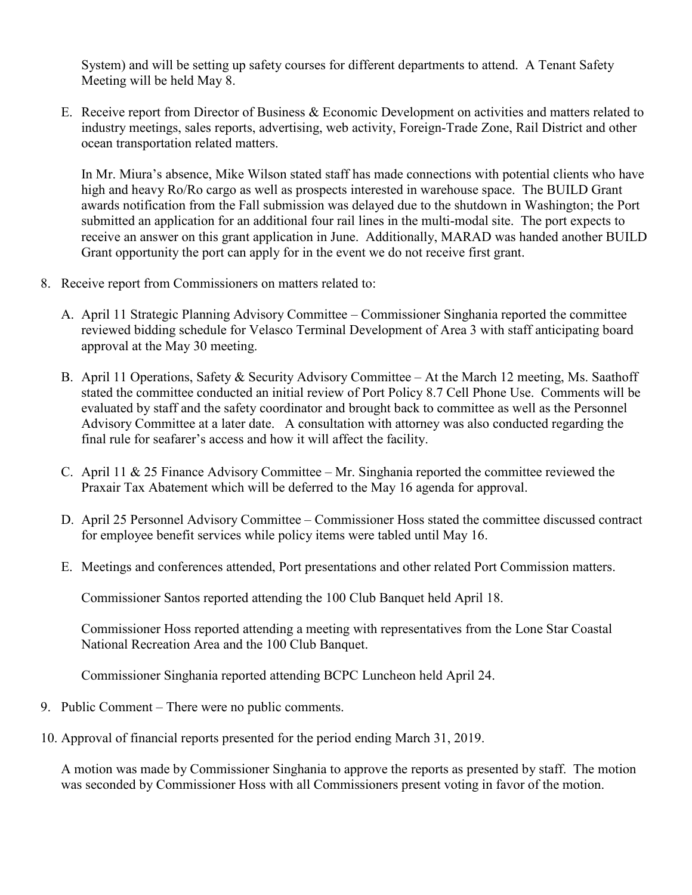System) and will be setting up safety courses for different departments to attend. A Tenant Safety Meeting will be held May 8.

E. Receive report from Director of Business & Economic Development on activities and matters related to industry meetings, sales reports, advertising, web activity, Foreign-Trade Zone, Rail District and other ocean transportation related matters.

   In Mr. Miura's absence, Mike Wilson stated staff has made connections with potential clients who have high and heavy Ro/Ro cargo as well as prospects interested in warehouse space. The BUILD Grant awards notification from the Fall submission was delayed due to the shutdown in Washington; the Port submitted an application for an additional four rail lines in the multi-modal site. The port expects to receive an answer on this grant application in June. Additionally, MARAD was handed another BUILD Grant opportunity the port can apply for in the event we do not receive first grant.

8. Receive report from Commissioners on matters related to:

   A. April 11 Strategic Planning Advisory Committee – Commissioner Singhania reported the committee reviewed bidding schedule for Velasco Terminal Development of Area 3 with staff anticipating board approval at the May 30 meeting.

   B. April 11 Operations, Safety & Security Advisory Committee – At the March 12 meeting, Ms. Saathoff stated the committee conducted an initial review of Port Policy 8.7 Cell Phone Use. Comments will be evaluated by staff and the safety coordinator and brought back to committee as well as the Personnel Advisory Committee at a later date. A consultation with attorney was also conducted regarding the final rule for seafarer's access and how it will affect the facility.

   C. April 11 & 25 Finance Advisory Committee – Mr. Singhania reported the committee reviewed the Praxair Tax Abatement which will be deferred to the May 16 agenda for approval.

   D. April 25 Personnel Advisory Committee – Commissioner Hoss stated the committee discussed contract for employee benefit services while policy items were tabled until May 16.

   E. Meetings and conferences attended, Port presentations and other related Port Commission matters.

      Commissioner Santos reported attending the 100 Club Banquet held April 18.

      Commissioner Hoss reported attending a meeting with representatives from the Lone Star Coastal National Recreation Area and the 100 Club Banquet.

      Commissioner Singhania reported attending BCPC Luncheon held April 24.

9. Public Comment – There were no public comments.

10. Approval of financial reports presented for the period ending March 31, 2019.

    A motion was made by Commissioner Singhania to approve the reports as presented by staff. The motion was seconded by Commissioner Hoss with all Commissioners present voting in favor of the motion.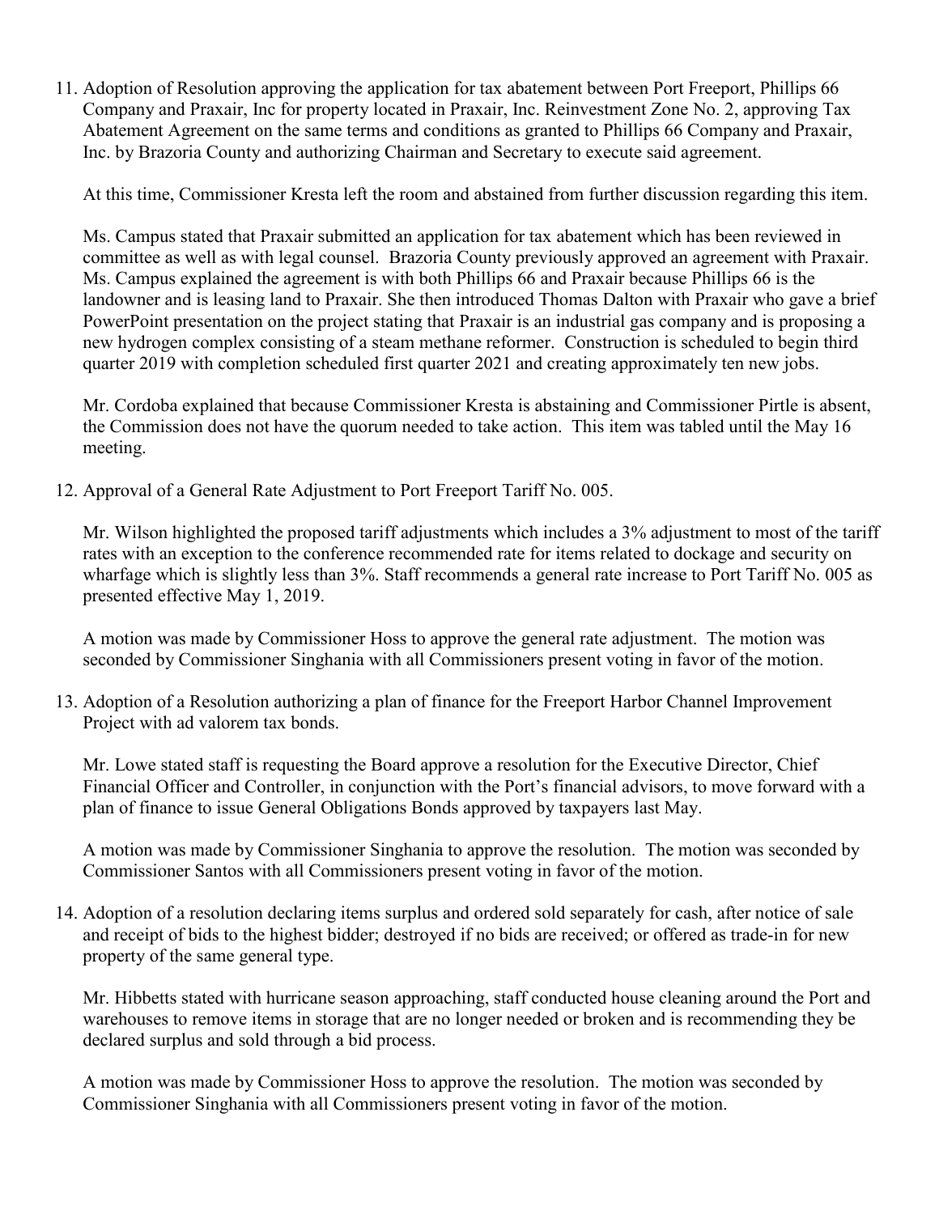11. Adoption of Resolution approving the application for tax abatement between Port Freeport, Phillips 66 Company and Praxair, Inc for property located in Praxair, Inc. Reinvestment Zone No. 2, approving Tax Abatement Agreement on the same terms and conditions as granted to Phillips 66 Company and Praxair, Inc. by Brazoria County and authorizing Chairman and Secretary to execute said agreement.

    At this time, Commissioner Kresta left the room and abstained from further discussion regarding this item.

    Ms. Campus stated that Praxair submitted an application for tax abatement which has been reviewed in committee as well as with legal counsel. Brazoria County previously approved an agreement with Praxair. Ms. Campus explained the agreement is with both Phillips 66 and Praxair because Phillips 66 is the landowner and is leasing land to Praxair. She then introduced Thomas Dalton with Praxair who gave a brief PowerPoint presentation on the project stating that Praxair is an industrial gas company and is proposing a new hydrogen complex consisting of a steam methane reformer. Construction is scheduled to begin third quarter 2019 with completion scheduled first quarter 2021 and creating approximately ten new jobs.

    Mr. Cordoba explained that because Commissioner Kresta is abstaining and Commissioner Pirtle is absent, the Commission does not have the quorum needed to take action. This item was tabled until the May 16 meeting.

12. Approval of a General Rate Adjustment to Port Freeport Tariff No. 005.

    Mr. Wilson highlighted the proposed tariff adjustments which includes a 3% adjustment to most of the tariff rates with an exception to the conference recommended rate for items related to dockage and security on wharfage which is slightly less than 3%. Staff recommends a general rate increase to Port Tariff No. 005 as presented effective May 1, 2019.

    A motion was made by Commissioner Hoss to approve the general rate adjustment. The motion was seconded by Commissioner Singhania with all Commissioners present voting in favor of the motion.

13. Adoption of a Resolution authorizing a plan of finance for the Freeport Harbor Channel Improvement Project with ad valorem tax bonds.

    Mr. Lowe stated staff is requesting the Board approve a resolution for the Executive Director, Chief Financial Officer and Controller, in conjunction with the Port's financial advisors, to move forward with a plan of finance to issue General Obligations Bonds approved by taxpayers last May.

    A motion was made by Commissioner Singhania to approve the resolution. The motion was seconded by Commissioner Santos with all Commissioners present voting in favor of the motion.

14. Adoption of a resolution declaring items surplus and ordered sold separately for cash, after notice of sale and receipt of bids to the highest bidder; destroyed if no bids are received; or offered as trade-in for new property of the same general type.

    Mr. Hibbetts stated with hurricane season approaching, staff conducted house cleaning around the Port and warehouses to remove items in storage that are no longer needed or broken and is recommending they be declared surplus and sold through a bid process.

    A motion was made by Commissioner Hoss to approve the resolution. The motion was seconded by Commissioner Singhania with all Commissioners present voting in favor of the motion.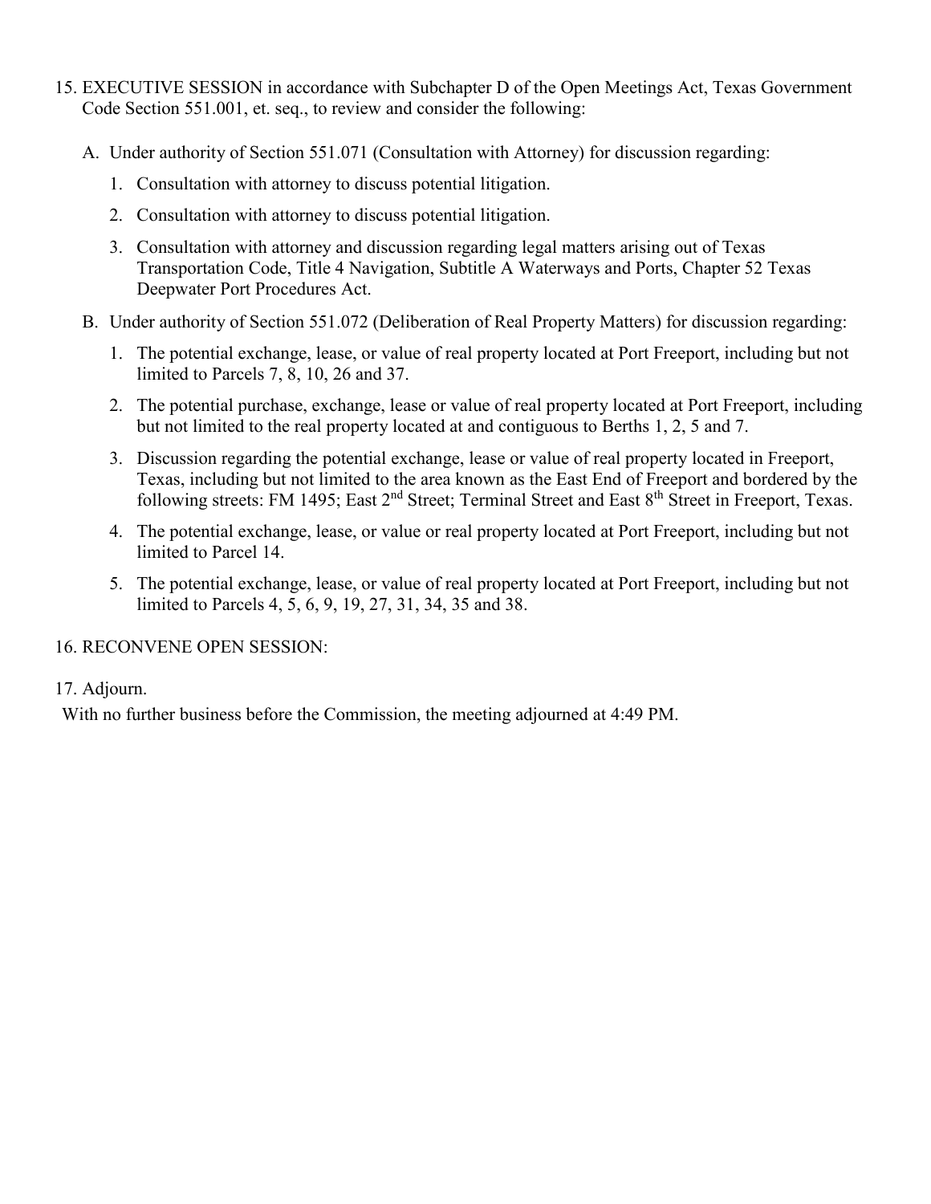15. EXECUTIVE SESSION in accordance with Subchapter D of the Open Meetings Act, Texas Government Code Section 551.001, et. seq., to review and consider the following:

    A. Under authority of Section 551.071 (Consultation with Attorney) for discussion regarding:

    1. Consultation with attorney to discuss potential litigation.
    2. Consultation with attorney to discuss potential litigation.
    3. Consultation with attorney and discussion regarding legal matters arising out of Texas Transportation Code, Title 4 Navigation, Subtitle A Waterways and Ports, Chapter 52 Texas Deepwater Port Procedures Act.

    B. Under authority of Section 551.072 (Deliberation of Real Property Matters) for discussion regarding:

    1. The potential exchange, lease, or value of real property located at Port Freeport, including but not limited to Parcels 7, 8, 10, 26 and 37.
    2. The potential purchase, exchange, lease or value of real property located at Port Freeport, including but not limited to the real property located at and contiguous to Berths 1, 2, 5 and 7.
    3. Discussion regarding the potential exchange, lease or value of real property located in Freeport, Texas, including but not limited to the area known as the East End of Freeport and bordered by the following streets: FM 1495; East 2nd Street; Terminal Street and East 8th Street in Freeport, Texas.
    4. The potential exchange, lease, or value or real property located at Port Freeport, including but not limited to Parcel 14.
    5. The potential exchange, lease, or value of real property located at Port Freeport, including but not limited to Parcels 4, 5, 6, 9, 19, 27, 31, 34, 35 and 38.

16. RECONVENE OPEN SESSION:

17. Adjourn.

With no further business before the Commission, the meeting adjourned at 4:49 PM.